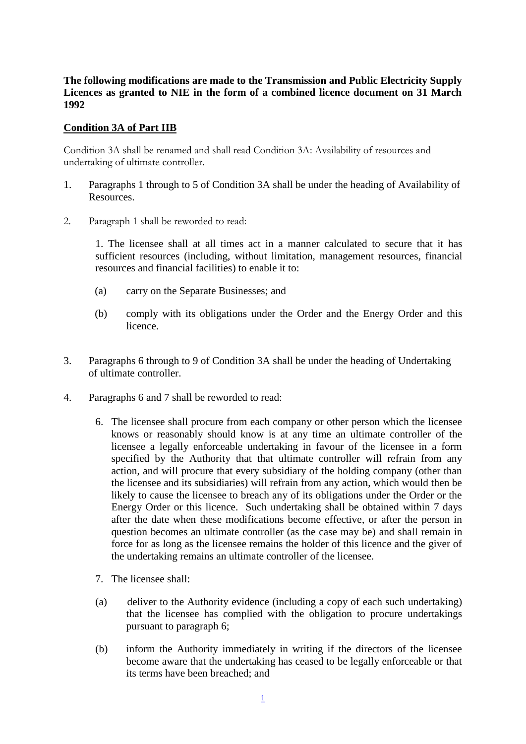**The following modifications are made to the Transmission and Public Electricity Supply Licences as granted to NIE in the form of a combined licence document on 31 March 1992**

**Condition 3A of Part IIB**

Condition 3A shall be renamed and shall read Condition 3A: Availability of resources and undertaking of ultimate controller.

1. Paragraphs 1 through to 5 of Condition 3A shall be under the heading of Availability of Resources.

2. Paragraph 1 shall be reworded to read:

   1. The licensee shall at all times act in a manner calculated to secure that it has sufficient resources (including, without limitation, management resources, financial resources and financial facilities) to enable it to:

   (a) carry on the Separate Businesses; and

   (b) comply with its obligations under the Order and the Energy Order and this licence.

3. Paragraphs 6 through to 9 of Condition 3A shall be under the heading of Undertaking of ultimate controller.

4. Paragraphs 6 and 7 shall be reworded to read:

   6. The licensee shall procure from each company or other person which the licensee knows or reasonably should know is at any time an ultimate controller of the licensee a legally enforceable undertaking in favour of the licensee in a form specified by the Authority that that ultimate controller will refrain from any action, and will procure that every subsidiary of the holding company (other than the licensee and its subsidiaries) will refrain from any action, which would then be likely to cause the licensee to breach any of its obligations under the Order or the Energy Order or this licence. Such undertaking shall be obtained within 7 days after the date when these modifications become effective, or after the person in question becomes an ultimate controller (as the case may be) and shall remain in force for as long as the licensee remains the holder of this licence and the giver of the undertaking remains an ultimate controller of the licensee.

   7. The licensee shall:

   (a) deliver to the Authority evidence (including a copy of each such undertaking) that the licensee has complied with the obligation to procure undertakings pursuant to paragraph 6;

   (b) inform the Authority immediately in writing if the directors of the licensee become aware that the undertaking has ceased to be legally enforceable or that its terms have been breached; and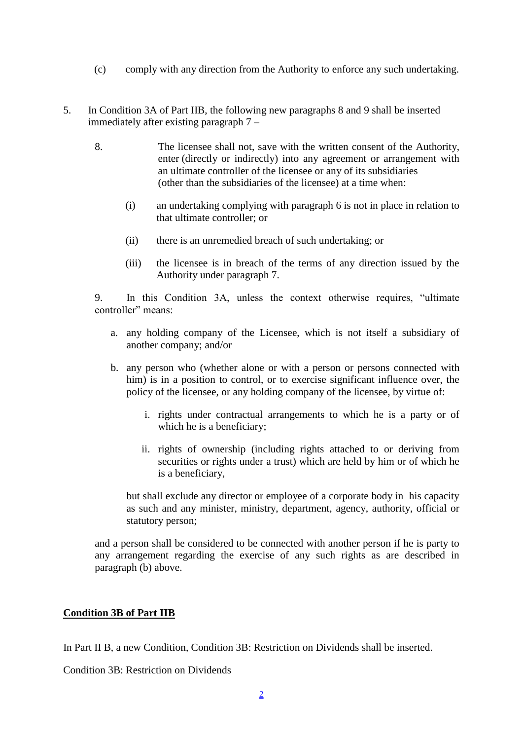(c) comply with any direction from the Authority to enforce any such undertaking.

5. In Condition 3A of Part IIB, the following new paragraphs 8 and 9 shall be inserted immediately after existing paragraph 7 –

   8. The licensee shall not, save with the written consent of the Authority, enter (directly or indirectly) into any agreement or arrangement with an ultimate controller of the licensee or any of its subsidiaries (other than the subsidiaries of the licensee) at a time when:

      (i) an undertaking complying with paragraph 6 is not in place in relation to that ultimate controller; or

      (ii) there is an unremedied breach of such undertaking; or

      (iii) the licensee is in breach of the terms of any direction issued by the Authority under paragraph 7.

   9. In this Condition 3A, unless the context otherwise requires, "ultimate controller" means:

      a. any holding company of the Licensee, which is not itself a subsidiary of another company; and/or

      b. any person who (whether alone or with a person or persons connected with him) is in a position to control, or to exercise significant influence over, the policy of the licensee, or any holding company of the licensee, by virtue of:

         i. rights under contractual arrangements to which he is a party or of which he is a beneficiary;

         ii. rights of ownership (including rights attached to or deriving from securities or rights under a trust) which are held by him or of which he is a beneficiary,

      but shall exclude any director or employee of a corporate body in his capacity as such and any minister, ministry, department, agency, authority, official or statutory person;

   and a person shall be considered to be connected with another person if he is party to any arrangement regarding the exercise of any such rights as are described in paragraph (b) above.

**Condition 3B of Part IIB**

In Part II B, a new Condition, Condition 3B: Restriction on Dividends shall be inserted.

Condition 3B: Restriction on Dividends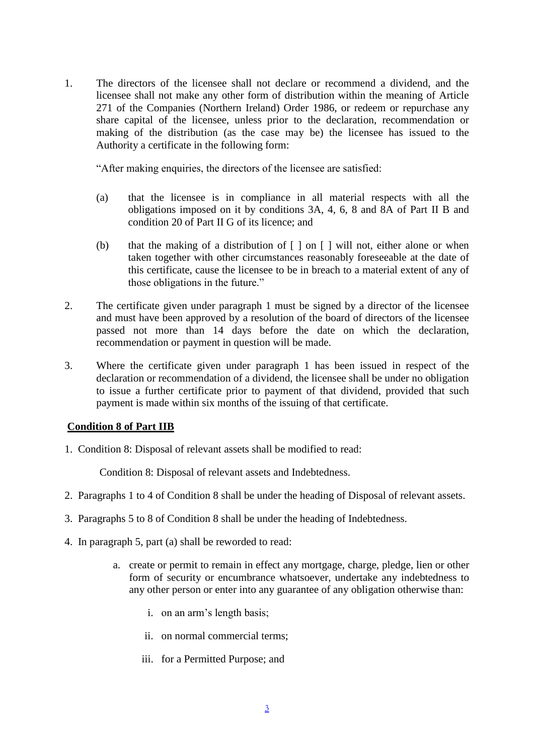1. The directors of the licensee shall not declare or recommend a dividend, and the licensee shall not make any other form of distribution within the meaning of Article 271 of the Companies (Northern Ireland) Order 1986, or redeem or repurchase any share capital of the licensee, unless prior to the declaration, recommendation or making of the distribution (as the case may be) the licensee has issued to the Authority a certificate in the following form:

   "After making enquiries, the directors of the licensee are satisfied:

   (a) that the licensee is in compliance in all material respects with all the obligations imposed on it by conditions 3A, 4, 6, 8 and 8A of Part II B and condition 20 of Part II G of its licence; and

   (b) that the making of a distribution of [ ] on [ ] will not, either alone or when taken together with other circumstances reasonably foreseeable at the date of this certificate, cause the licensee to be in breach to a material extent of any of those obligations in the future."

2. The certificate given under paragraph 1 must be signed by a director of the licensee and must have been approved by a resolution of the board of directors of the licensee passed not more than 14 days before the date on which the declaration, recommendation or payment in question will be made.

3. Where the certificate given under paragraph 1 has been issued in respect of the declaration or recommendation of a dividend, the licensee shall be under no obligation to issue a further certificate prior to payment of that dividend, provided that such payment is made within six months of the issuing of that certificate.

**Condition 8 of Part IIB**

1. Condition 8: Disposal of relevant assets shall be modified to read:

   Condition 8: Disposal of relevant assets and Indebtedness.

2. Paragraphs 1 to 4 of Condition 8 shall be under the heading of Disposal of relevant assets.

3. Paragraphs 5 to 8 of Condition 8 shall be under the heading of Indebtedness.

4. In paragraph 5, part (a) shall be reworded to read:

   a. create or permit to remain in effect any mortgage, charge, pledge, lien or other form of security or encumbrance whatsoever, undertake any indebtedness to any other person or enter into any guarantee of any obligation otherwise than:

      i. on an arm's length basis;

      ii. on normal commercial terms;

      iii. for a Permitted Purpose; and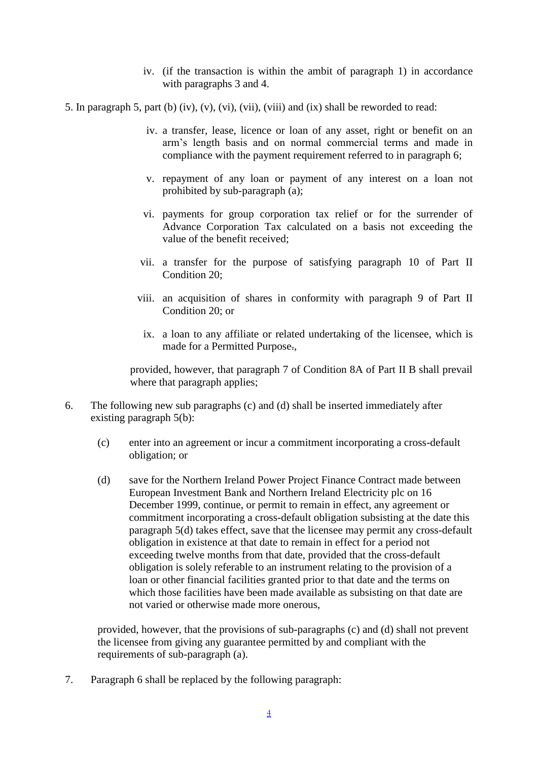iv. (if the transaction is within the ambit of paragraph 1) in accordance with paragraphs 3 and 4.

5. In paragraph 5, part (b) (iv), (v), (vi), (vii), (viii) and (ix) shall be reworded to read:

   iv. a transfer, lease, licence or loan of any asset, right or benefit on an arm's length basis and on normal commercial terms and made in compliance with the payment requirement referred to in paragraph 6;

   v. repayment of any loan or payment of any interest on a loan not prohibited by sub-paragraph (a);

   vi. payments for group corporation tax relief or for the surrender of Advance Corporation Tax calculated on a basis not exceeding the value of the benefit received;

   vii. a transfer for the purpose of satisfying paragraph 10 of Part II Condition 20;

   viii. an acquisition of shares in conformity with paragraph 9 of Part II Condition 20; or

   ix. a loan to any affiliate or related undertaking of the licensee, which is made for a Permitted Purpose.,

   provided, however, that paragraph 7 of Condition 8A of Part II B shall prevail where that paragraph applies;

6. The following new sub paragraphs (c) and (d) shall be inserted immediately after existing paragraph 5(b):

   (c) enter into an agreement or incur a commitment incorporating a cross-default obligation; or

   (d) save for the Northern Ireland Power Project Finance Contract made between European Investment Bank and Northern Ireland Electricity plc on 16 December 1999, continue, or permit to remain in effect, any agreement or commitment incorporating a cross-default obligation subsisting at the date this paragraph 5(d) takes effect, save that the licensee may permit any cross-default obligation in existence at that date to remain in effect for a period not exceeding twelve months from that date, provided that the cross-default obligation is solely referable to an instrument relating to the provision of a loan or other financial facilities granted prior to that date and the terms on which those facilities have been made available as subsisting on that date are not varied or otherwise made more onerous,

   provided, however, that the provisions of sub-paragraphs (c) and (d) shall not prevent the licensee from giving any guarantee permitted by and compliant with the requirements of sub-paragraph (a).

7. Paragraph 6 shall be replaced by the following paragraph: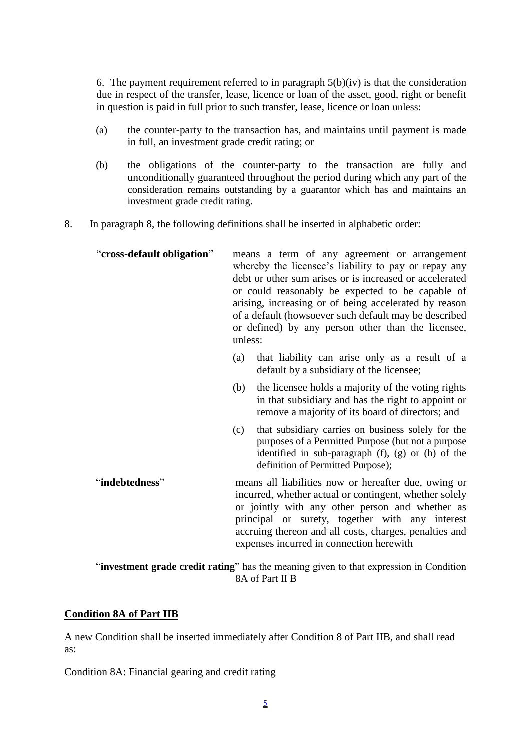6. The payment requirement referred to in paragraph 5(b)(iv) is that the consideration due in respect of the transfer, lease, licence or loan of the asset, good, right or benefit in question is paid in full prior to such transfer, lease, licence or loan unless:

(a) the counter-party to the transaction has, and maintains until payment is made in full, an investment grade credit rating; or

(b) the obligations of the counter-party to the transaction are fully and unconditionally guaranteed throughout the period during which any part of the consideration remains outstanding by a guarantor which has and maintains an investment grade credit rating.

8. In paragraph 8, the following definitions shall be inserted in alphabetic order:

"**cross-default obligation**" means a term of any agreement or arrangement whereby the licensee's liability to pay or repay any debt or other sum arises or is increased or accelerated or could reasonably be expected to be capable of arising, increasing or of being accelerated by reason of a default (howsoever such default may be described or defined) by any person other than the licensee, unless:

(a) that liability can arise only as a result of a default by a subsidiary of the licensee;

(b) the licensee holds a majority of the voting rights in that subsidiary and has the right to appoint or remove a majority of its board of directors; and

(c) that subsidiary carries on business solely for the purposes of a Permitted Purpose (but not a purpose identified in sub-paragraph (f), (g) or (h) of the definition of Permitted Purpose);

"**indebtedness**" means all liabilities now or hereafter due, owing or incurred, whether actual or contingent, whether solely or jointly with any other person and whether as principal or surety, together with any interest accruing thereon and all costs, charges, penalties and expenses incurred in connection herewith

"**investment grade credit rating**" has the meaning given to that expression in Condition 8A of Part II B

**<u>Condition 8A of Part IIB</u>**

A new Condition shall be inserted immediately after Condition 8 of Part IIB, and shall read as:

<u>Condition 8A: Financial gearing and credit rating</u>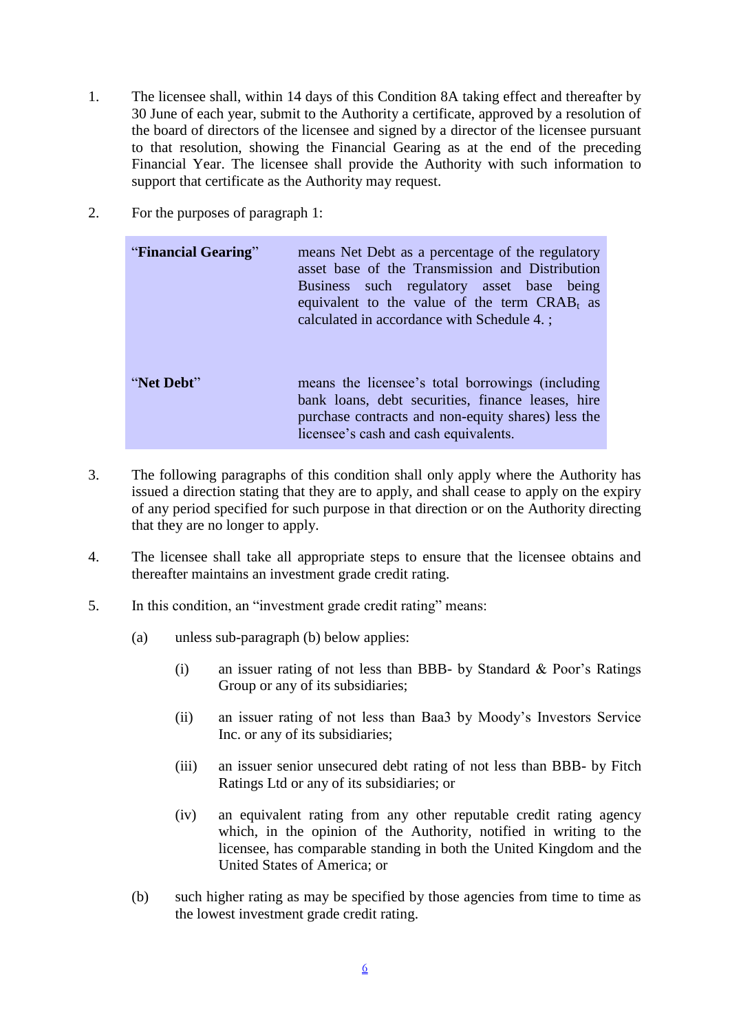1. The licensee shall, within 14 days of this Condition 8A taking effect and thereafter by 30 June of each year, submit to the Authority a certificate, approved by a resolution of the board of directors of the licensee and signed by a director of the licensee pursuant to that resolution, showing the Financial Gearing as at the end of the preceding Financial Year. The licensee shall provide the Authority with such information to support that certificate as the Authority may request.

2. For the purposes of paragraph 1:

| | |
|---|---|
| "**Financial Gearing**" | means Net Debt as a percentage of the regulatory asset base of the Transmission and Distribution Business such regulatory asset base being equivalent to the value of the term $CRAB_t$ as calculated in accordance with Schedule 4. ; |
| "**Net Debt**" | means the licensee's total borrowings (including bank loans, debt securities, finance leases, hire purchase contracts and non-equity shares) less the licensee's cash and cash equivalents. |

3. The following paragraphs of this condition shall only apply where the Authority has issued a direction stating that they are to apply, and shall cease to apply on the expiry of any period specified for such purpose in that direction or on the Authority directing that they are no longer to apply.

4. The licensee shall take all appropriate steps to ensure that the licensee obtains and thereafter maintains an investment grade credit rating.

5. In this condition, an "investment grade credit rating" means:

   (a) unless sub-paragraph (b) below applies:

      (i) an issuer rating of not less than BBB- by Standard & Poor's Ratings Group or any of its subsidiaries;

      (ii) an issuer rating of not less than Baa3 by Moody's Investors Service Inc. or any of its subsidiaries;

      (iii) an issuer senior unsecured debt rating of not less than BBB- by Fitch Ratings Ltd or any of its subsidiaries; or

      (iv) an equivalent rating from any other reputable credit rating agency which, in the opinion of the Authority, notified in writing to the licensee, has comparable standing in both the United Kingdom and the United States of America; or

   (b) such higher rating as may be specified by those agencies from time to time as the lowest investment grade credit rating.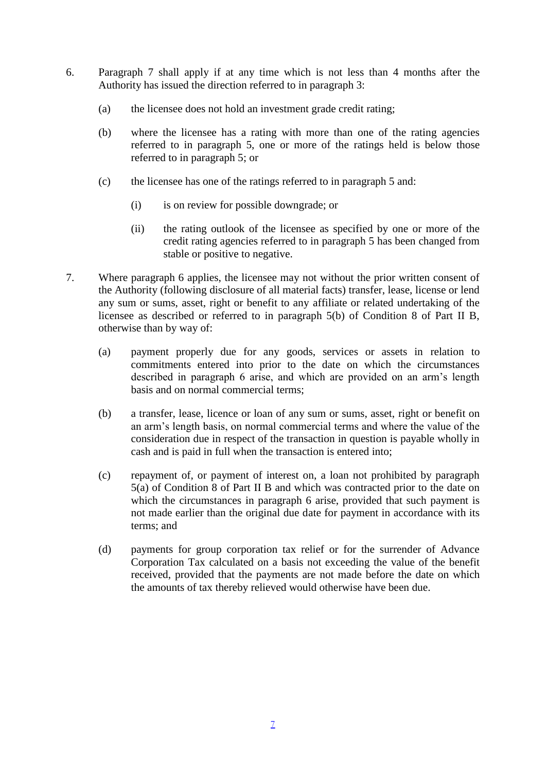6. Paragraph 7 shall apply if at any time which is not less than 4 months after the Authority has issued the direction referred to in paragraph 3:

   (a) the licensee does not hold an investment grade credit rating;

   (b) where the licensee has a rating with more than one of the rating agencies referred to in paragraph 5, one or more of the ratings held is below those referred to in paragraph 5; or

   (c) the licensee has one of the ratings referred to in paragraph 5 and:

      (i) is on review for possible downgrade; or

      (ii) the rating outlook of the licensee as specified by one or more of the credit rating agencies referred to in paragraph 5 has been changed from stable or positive to negative.

7. Where paragraph 6 applies, the licensee may not without the prior written consent of the Authority (following disclosure of all material facts) transfer, lease, license or lend any sum or sums, asset, right or benefit to any affiliate or related undertaking of the licensee as described or referred to in paragraph 5(b) of Condition 8 of Part II B, otherwise than by way of:

   (a) payment properly due for any goods, services or assets in relation to commitments entered into prior to the date on which the circumstances described in paragraph 6 arise, and which are provided on an arm's length basis and on normal commercial terms;

   (b) a transfer, lease, licence or loan of any sum or sums, asset, right or benefit on an arm's length basis, on normal commercial terms and where the value of the consideration due in respect of the transaction in question is payable wholly in cash and is paid in full when the transaction is entered into;

   (c) repayment of, or payment of interest on, a loan not prohibited by paragraph 5(a) of Condition 8 of Part II B and which was contracted prior to the date on which the circumstances in paragraph 6 arise, provided that such payment is not made earlier than the original due date for payment in accordance with its terms; and

   (d) payments for group corporation tax relief or for the surrender of Advance Corporation Tax calculated on a basis not exceeding the value of the benefit received, provided that the payments are not made before the date on which the amounts of tax thereby relieved would otherwise have been due.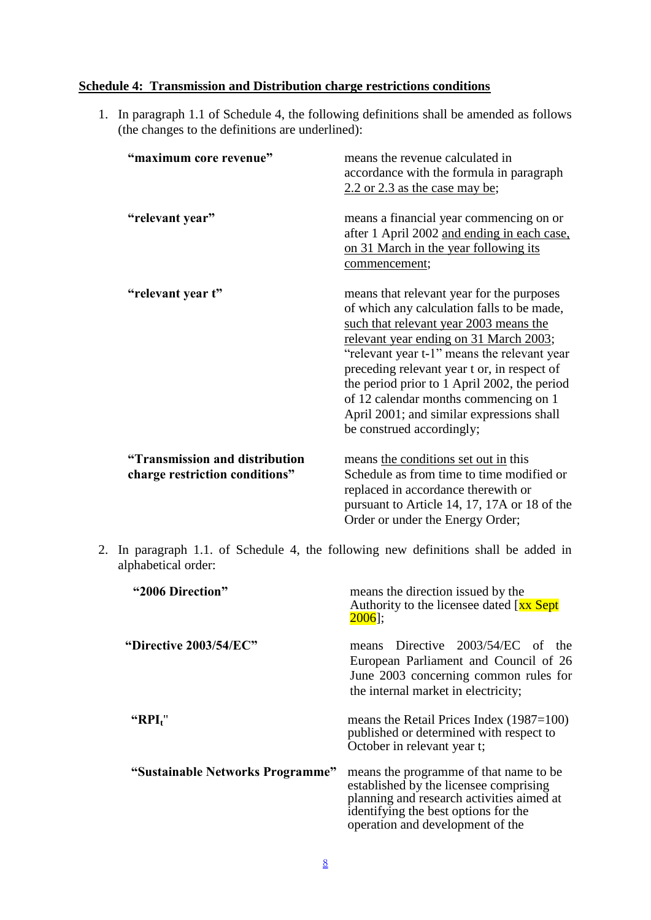**Schedule 4: Transmission and Distribution charge restrictions conditions**

1. In paragraph 1.1 of Schedule 4, the following definitions shall be amended as follows (the changes to the definitions are underlined):

| | |
|---|---|
| **"maximum core revenue"** | means the revenue calculated in accordance with the formula in paragraph 2.2 or 2.3 as the case may be; |
| **"relevant year"** | means a financial year commencing on or after 1 April 2002 and ending in each case, on 31 March in the year following its commencement; |
| **"relevant year t"** | means that relevant year for the purposes of which any calculation falls to be made, such that relevant year 2003 means the relevant year ending on 31 March 2003; "relevant year t-1" means the relevant year preceding relevant year t or, in respect of the period prior to 1 April 2002, the period of 12 calendar months commencing on 1 April 2001; and similar expressions shall be construed accordingly; |
| **"Transmission and distribution charge restriction conditions"** | means the conditions set out in this Schedule as from time to time modified or replaced in accordance therewith or pursuant to Article 14, 17, 17A or 18 of the Order or under the Energy Order; |

2. In paragraph 1.1. of Schedule 4, the following new definitions shall be added in alphabetical order:

| | |
|---|---|
| **"2006 Direction"** | means the direction issued by the Authority to the licensee dated [xx Sept 2006]; |
| **"Directive 2003/54/EC"** | means Directive 2003/54/EC of the European Parliament and Council of 26 June 2003 concerning common rules for the internal market in electricity; |
| **"$RPI_t$"** | means the Retail Prices Index (1987=100) published or determined with respect to October in relevant year t; |
| **"Sustainable Networks Programme"** | means the programme of that name to be established by the licensee comprising planning and research activities aimed at identifying the best options for the operation and development of the |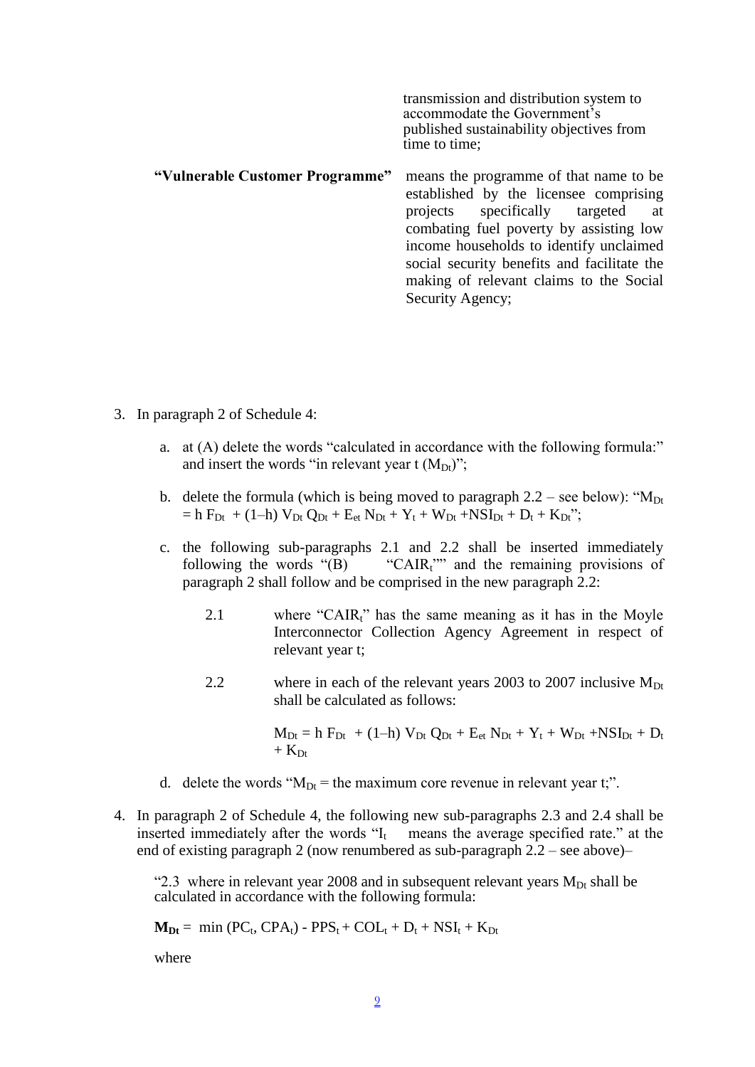transmission and distribution system to accommodate the Government's published sustainability objectives from time to time;

**"Vulnerable Customer Programme"** means the programme of that name to be established by the licensee comprising projects specifically targeted at combating fuel poverty by assisting low income households to identify unclaimed social security benefits and facilitate the making of relevant claims to the Social Security Agency;

3. In paragraph 2 of Schedule 4:

   a. at (A) delete the words "calculated in accordance with the following formula:" and insert the words "in relevant year t ($M_{Dt}$)";

   b. delete the formula (which is being moved to paragraph 2.2 – see below): "$M_{Dt} = h\, F_{Dt} + (1–h)\, V_{Dt}\, Q_{Dt} + E_{et}\, N_{Dt} + Y_t + W_{Dt} + NSI_{Dt} + D_t + K_{Dt}$";

   c. the following sub-paragraphs 2.1 and 2.2 shall be inserted immediately following the words "(B) "$CAIR_t$"" and the remaining provisions of paragraph 2 shall follow and be comprised in the new paragraph 2.2:

      2.1 where "$CAIR_t$" has the same meaning as it has in the Moyle Interconnector Collection Agency Agreement in respect of relevant year t;

      2.2 where in each of the relevant years 2003 to 2007 inclusive $M_{Dt}$ shall be calculated as follows:

      $$M_{Dt} = h\, F_{Dt} + (1–h)\, V_{Dt}\, Q_{Dt} + E_{et}\, N_{Dt} + Y_t + W_{Dt} + NSI_{Dt} + D_t + K_{Dt}$$

   d. delete the words "$M_{Dt}$ = the maximum core revenue in relevant year t;".

4. In paragraph 2 of Schedule 4, the following new sub-paragraphs 2.3 and 2.4 shall be inserted immediately after the words "$I_t$ means the average specified rate." at the end of existing paragraph 2 (now renumbered as sub-paragraph 2.2 – see above)–

   "2.3 where in relevant year 2008 and in subsequent relevant years $M_{Dt}$ shall be calculated in accordance with the following formula:

   $$\mathbf{M_{Dt}} = \min(PC_t, CPA_t) - PPS_t + COL_t + D_t + NSI_t + K_{Dt}$$

   where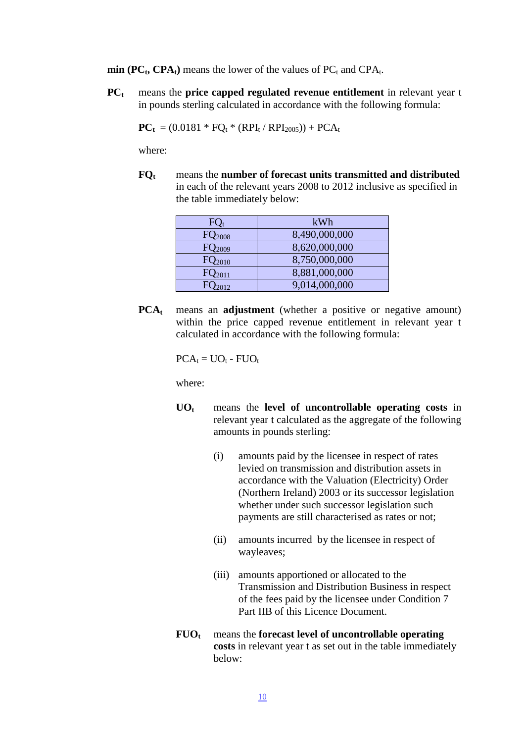**min ($PC_t$, $CPA_t$)** means the lower of the values of $PC_t$ and $CPA_t$.

**$PC_t$** means the **price capped regulated revenue entitlement** in relevant year t in pounds sterling calculated in accordance with the following formula:

$$PC_t = (0.0181 * FQ_t * (RPI_t / RPI_{2005})) + PCA_t$$

where:

**$FQ_t$** means the **number of forecast units transmitted and distributed** in each of the relevant years 2008 to 2012 inclusive as specified in the table immediately below:

| $FQ_t$ | kWh |
|---|---|
| $FQ_{2008}$ | 8,490,000,000 |
| $FQ_{2009}$ | 8,620,000,000 |
| $FQ_{2010}$ | 8,750,000,000 |
| $FQ_{2011}$ | 8,881,000,000 |
| $FQ_{2012}$ | 9,014,000,000 |

**$PCA_t$** means an **adjustment** (whether a positive or negative amount) within the price capped revenue entitlement in relevant year t calculated in accordance with the following formula:

$$PCA_t = UO_t - FUO_t$$

where:

**$UO_t$** means the **level of uncontrollable operating costs** in relevant year t calculated as the aggregate of the following amounts in pounds sterling:

(i) amounts paid by the licensee in respect of rates levied on transmission and distribution assets in accordance with the Valuation (Electricity) Order (Northern Ireland) 2003 or its successor legislation whether under such successor legislation such payments are still characterised as rates or not;

(ii) amounts incurred by the licensee in respect of wayleaves;

(iii) amounts apportioned or allocated to the Transmission and Distribution Business in respect of the fees paid by the licensee under Condition 7 Part IIB of this Licence Document.

**$FUO_t$** means the **forecast level of uncontrollable operating costs** in relevant year t as set out in the table immediately below: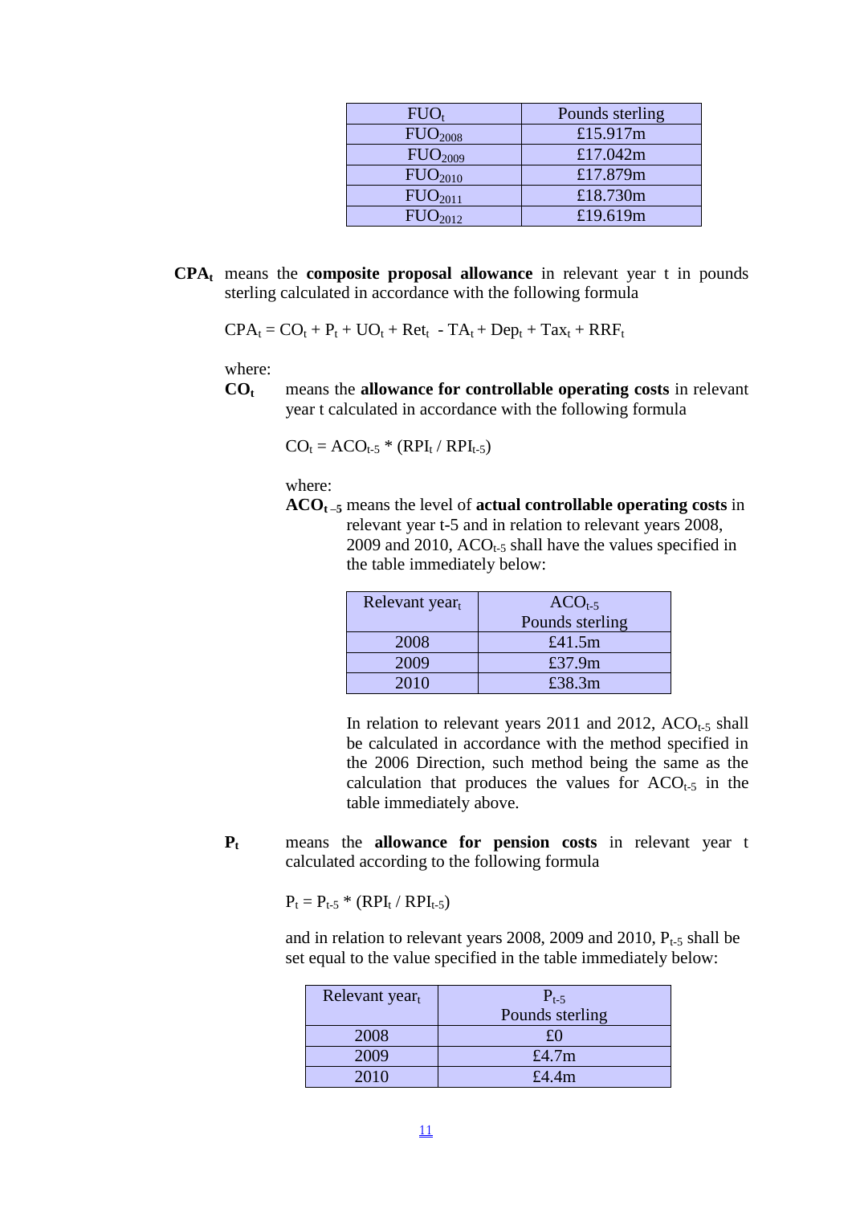| $FUO_t$ | Pounds sterling |
| --- | --- |
| $FUO_{2008}$ | £15.917m |
| $FUO_{2009}$ | £17.042m |
| $FUO_{2010}$ | £17.879m |
| $FUO_{2011}$ | £18.730m |
| $FUO_{2012}$ | £19.619m |

**$CPA_t$** means the **composite proposal allowance** in relevant year t in pounds sterling calculated in accordance with the following formula

$$CPA_t = CO_t + P_t + UO_t + Ret_t - TA_t + Dep_t + Tax_t + RRF_t$$

where:

**$CO_t$** means the **allowance for controllable operating costs** in relevant year t calculated in accordance with the following formula

$$CO_t = ACO_{t-5} * (RPI_t / RPI_{t-5})$$

where:

**$ACO_{t-5}$** means the level of **actual controllable operating costs** in relevant year t-5 and in relation to relevant years 2008, 2009 and 2010, $ACO_{t-5}$ shall have the values specified in the table immediately below:

| Relevant $year_t$ | $ACO_{t-5}$ Pounds sterling |
| --- | --- |
| 2008 | £41.5m |
| 2009 | £37.9m |
| 2010 | £38.3m |

In relation to relevant years 2011 and 2012, $ACO_{t-5}$ shall be calculated in accordance with the method specified in the 2006 Direction, such method being the same as the calculation that produces the values for $ACO_{t-5}$ in the table immediately above.

**$P_t$** means the **allowance for pension costs** in relevant year t calculated according to the following formula

$$P_t = P_{t-5} * (RPI_t / RPI_{t-5})$$

and in relation to relevant years 2008, 2009 and 2010, $P_{t-5}$ shall be set equal to the value specified in the table immediately below:

| Relevant $year_t$ | $P_{t-5}$ Pounds sterling |
| --- | --- |
| 2008 | £0 |
| 2009 | £4.7m |
| 2010 | £4.4m |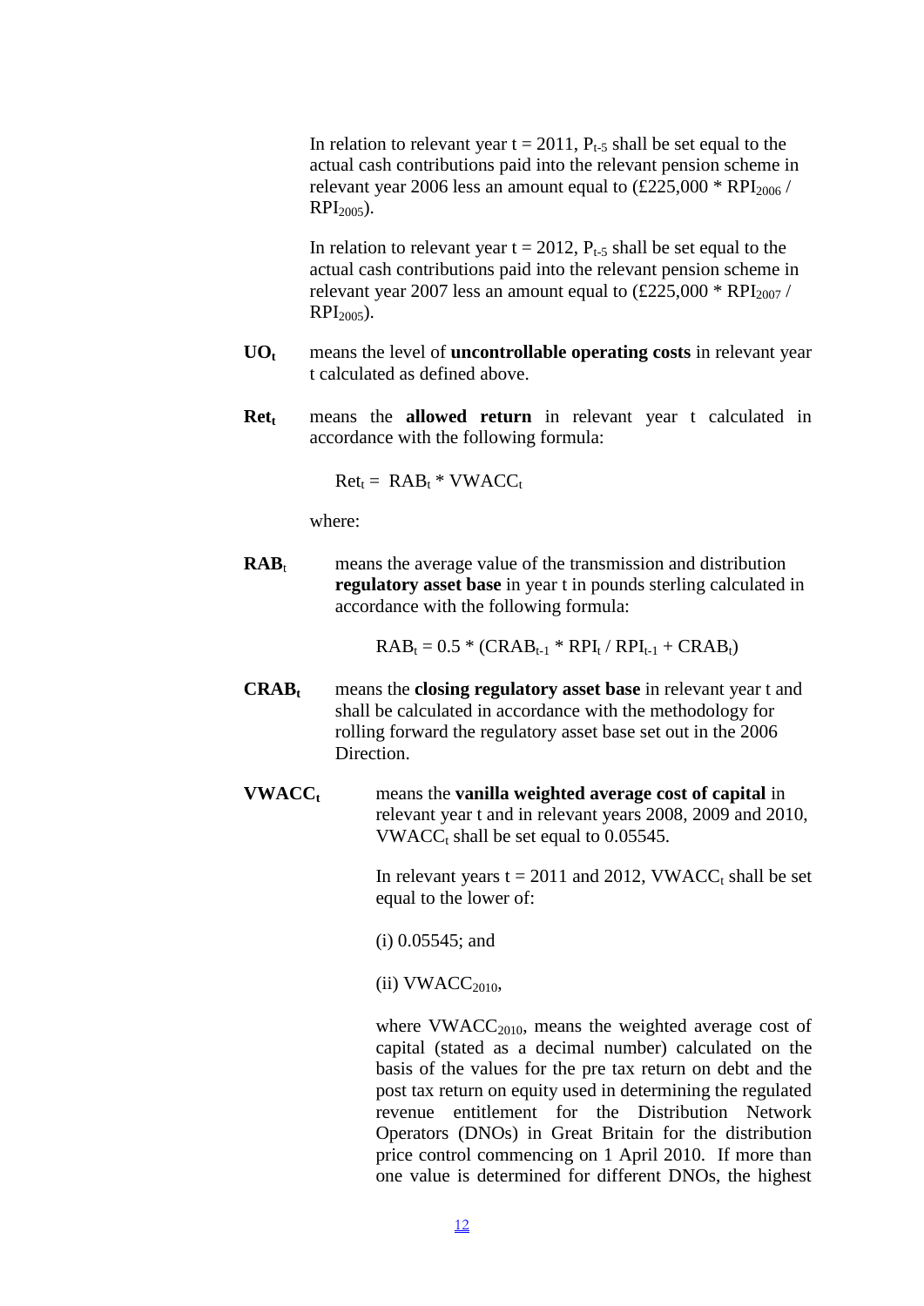In relation to relevant year $t = 2011$, $P_{t-5}$ shall be set equal to the actual cash contributions paid into the relevant pension scheme in relevant year 2006 less an amount equal to (£225,000 * $RPI_{2006}$ / $RPI_{2005}$).

In relation to relevant year $t = 2012$, $P_{t-5}$ shall be set equal to the actual cash contributions paid into the relevant pension scheme in relevant year 2007 less an amount equal to (£225,000 * $RPI_{2007}$ / $RPI_{2005}$).

**$UO_t$** means the level of **uncontrollable operating costs** in relevant year t calculated as defined above.

**$Ret_t$** means the **allowed return** in relevant year t calculated in accordance with the following formula:

$$Ret_t = RAB_t * VWACC_t$$

where:

**$RAB_t$** means the average value of the transmission and distribution **regulatory asset base** in year t in pounds sterling calculated in accordance with the following formula:

$$RAB_t = 0.5 * (CRAB_{t-1} * RPI_t / RPI_{t-1} + CRAB_t)$$

**$CRAB_t$** means the **closing regulatory asset base** in relevant year t and shall be calculated in accordance with the methodology for rolling forward the regulatory asset base set out in the 2006 Direction.

**$VWACC_t$** means the **vanilla weighted average cost of capital** in relevant year t and in relevant years 2008, 2009 and 2010, $VWACC_t$ shall be set equal to 0.05545.

In relevant years $t = 2011$ and 2012, $VWACC_t$ shall be set equal to the lower of:

(i) 0.05545; and

(ii) $VWACC_{2010}$,

where $VWACC_{2010}$, means the weighted average cost of capital (stated as a decimal number) calculated on the basis of the values for the pre tax return on debt and the post tax return on equity used in determining the regulated revenue entitlement for the Distribution Network Operators (DNOs) in Great Britain for the distribution price control commencing on 1 April 2010. If more than one value is determined for different DNOs, the highest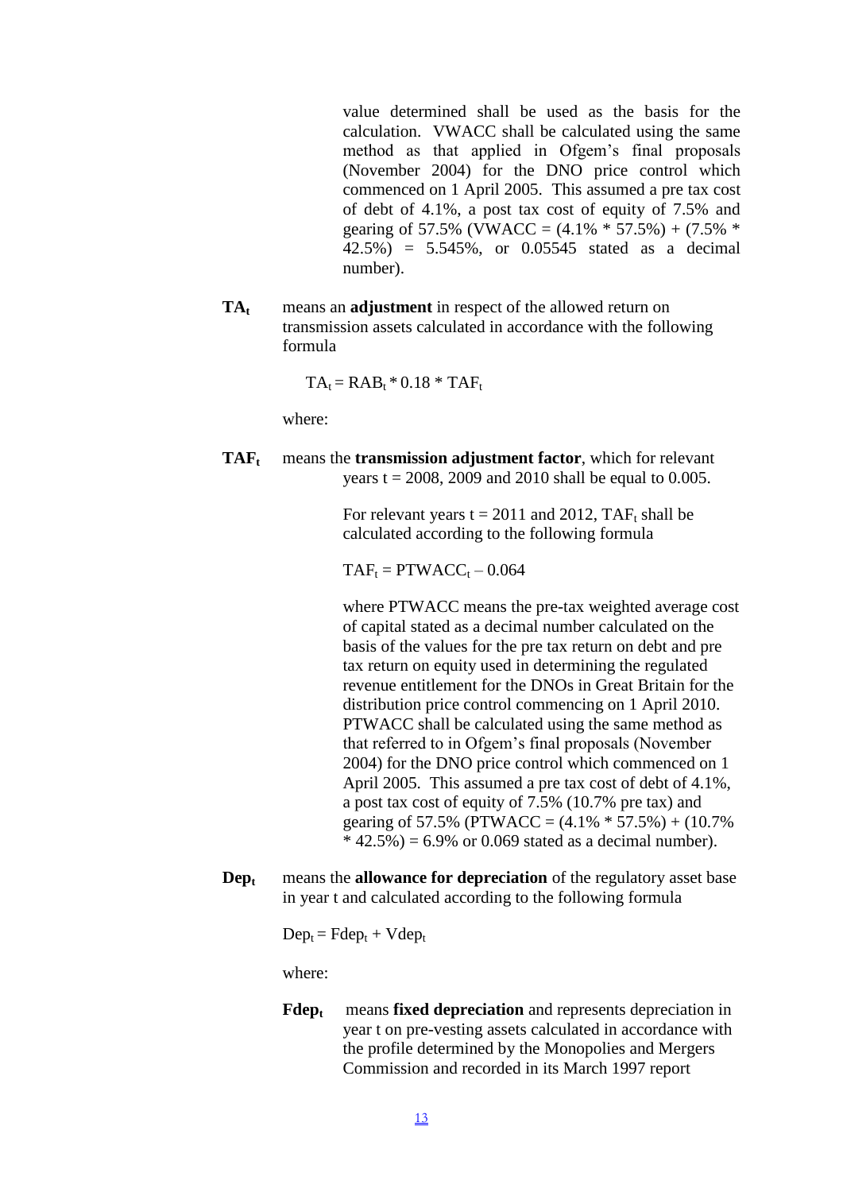value determined shall be used as the basis for the calculation. VWACC shall be calculated using the same method as that applied in Ofgem's final proposals (November 2004) for the DNO price control which commenced on 1 April 2005. This assumed a pre tax cost of debt of 4.1%, a post tax cost of equity of 7.5% and gearing of 57.5% (VWACC = (4.1% * 57.5%) + (7.5% * 42.5%) = 5.545%, or 0.05545 stated as a decimal number).

**$TA_t$** means an **adjustment** in respect of the allowed return on transmission assets calculated in accordance with the following formula

$$TA_t = RAB_t * 0.18 * TAF_t$$

where:

**$TAF_t$** means the **transmission adjustment factor**, which for relevant years t = 2008, 2009 and 2010 shall be equal to 0.005.

For relevant years t = 2011 and 2012, $TAF_t$ shall be calculated according to the following formula

$$TAF_t = PTWACC_t – 0.064$$

where PTWACC means the pre-tax weighted average cost of capital stated as a decimal number calculated on the basis of the values for the pre tax return on debt and pre tax return on equity used in determining the regulated revenue entitlement for the DNOs in Great Britain for the distribution price control commencing on 1 April 2010. PTWACC shall be calculated using the same method as that referred to in Ofgem's final proposals (November 2004) for the DNO price control which commenced on 1 April 2005. This assumed a pre tax cost of debt of 4.1%, a post tax cost of equity of 7.5% (10.7% pre tax) and gearing of 57.5% (PTWACC = (4.1% * 57.5%) + (10.7% * 42.5%) = 6.9% or 0.069 stated as a decimal number).

**$Dep_t$** means the **allowance for depreciation** of the regulatory asset base in year t and calculated according to the following formula

$$Dep_t = Fdep_t + Vdep_t$$

where:

**$Fdep_t$** means **fixed depreciation** and represents depreciation in year t on pre-vesting assets calculated in accordance with the profile determined by the Monopolies and Mergers Commission and recorded in its March 1997 report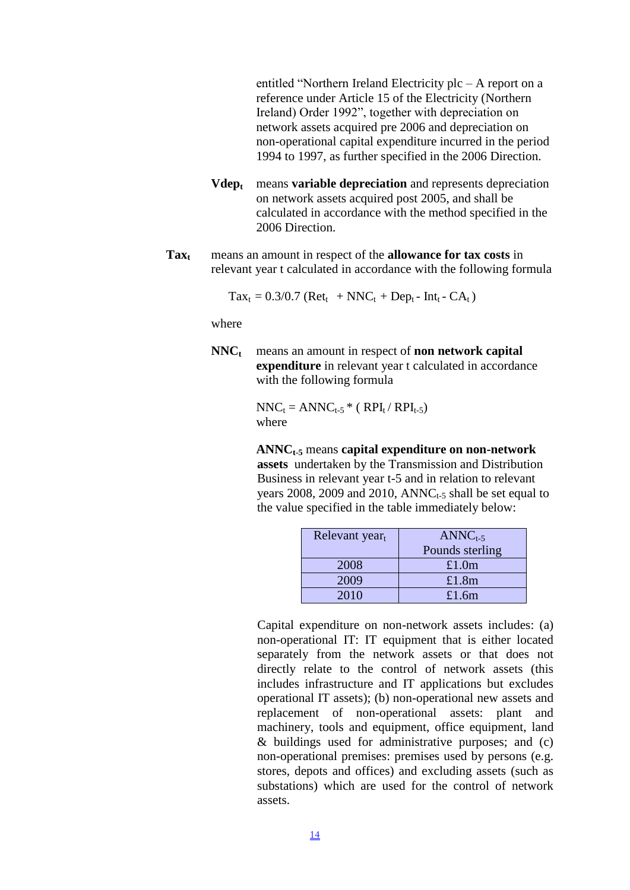entitled "Northern Ireland Electricity plc – A report on a reference under Article 15 of the Electricity (Northern Ireland) Order 1992", together with depreciation on network assets acquired pre 2006 and depreciation on non-operational capital expenditure incurred in the period 1994 to 1997, as further specified in the 2006 Direction.

**$Vdep_t$** means **variable depreciation** and represents depreciation on network assets acquired post 2005, and shall be calculated in accordance with the method specified in the 2006 Direction.

**$Tax_t$** means an amount in respect of the **allowance for tax costs** in relevant year t calculated in accordance with the following formula

$$Tax_t = 0.3/0.7\ (Ret_t + NNC_t + Dep_t - Int_t - CA_t)$$

where

**$NNC_t$** means an amount in respect of **non network capital expenditure** in relevant year t calculated in accordance with the following formula

$$NNC_t = ANNC_{t-5} * (RPI_t / RPI_{t-5})$$

where

**$ANNC_{t-5}$** means **capital expenditure on non-network assets** undertaken by the Transmission and Distribution Business in relevant year t-5 and in relation to relevant years 2008, 2009 and 2010, $ANNC_{t-5}$ shall be set equal to the value specified in the table immediately below:

| Relevant $year_t$ | $ANNC_{t-5}$ Pounds sterling |
|---|---|
| 2008 | £1.0m |
| 2009 | £1.8m |
| 2010 | £1.6m |

Capital expenditure on non-network assets includes: (a) non-operational IT: IT equipment that is either located separately from the network assets or that does not directly relate to the control of network assets (this includes infrastructure and IT applications but excludes operational IT assets); (b) non-operational new assets and replacement of non-operational assets: plant and machinery, tools and equipment, office equipment, land & buildings used for administrative purposes; and (c) non-operational premises: premises used by persons (e.g. stores, depots and offices) and excluding assets (such as substations) which are used for the control of network assets.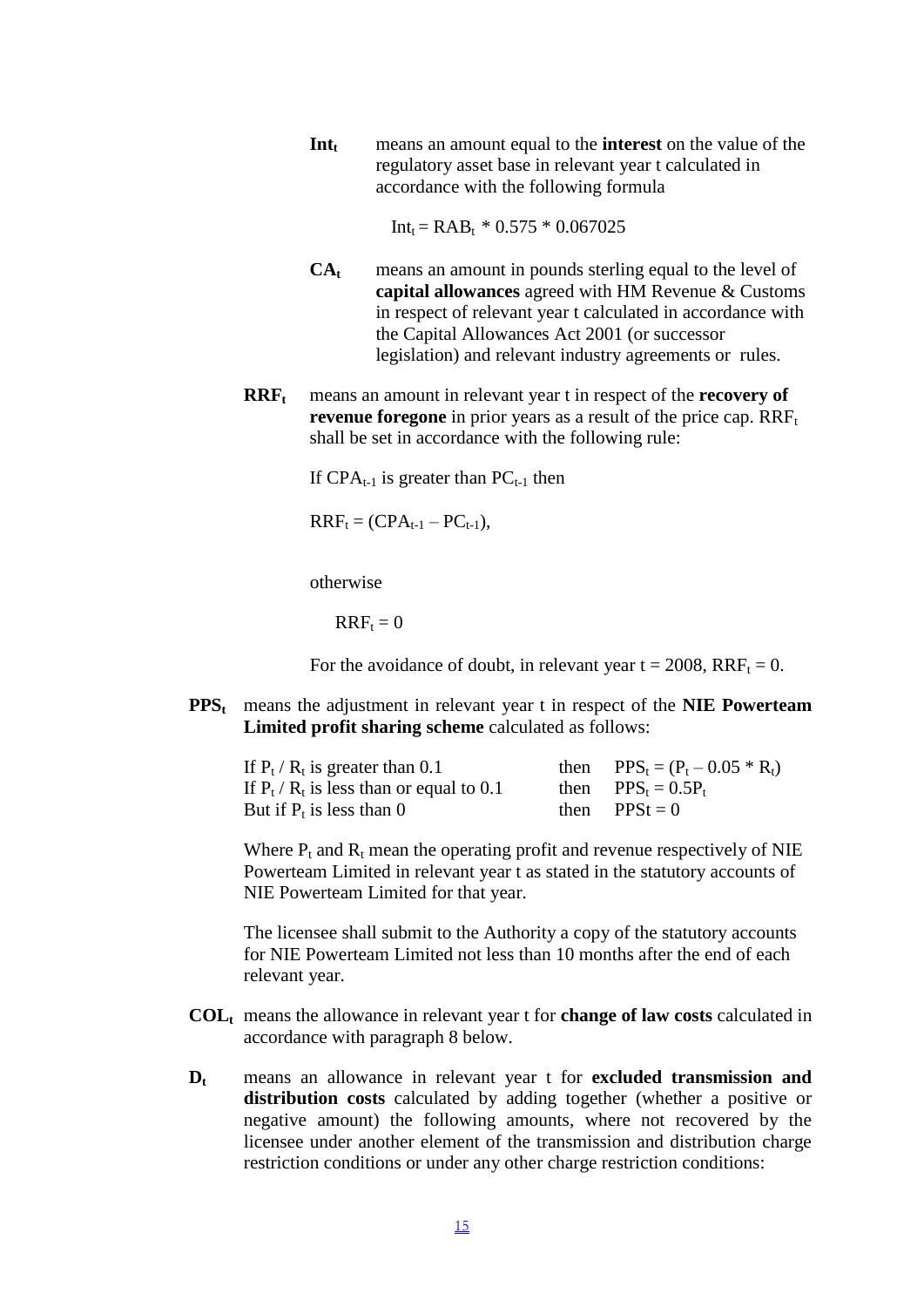**$Int_t$** means an amount equal to the **interest** on the value of the regulatory asset base in relevant year t calculated in accordance with the following formula

$$Int_t = RAB_t * 0.575 * 0.067025$$

**$CA_t$** means an amount in pounds sterling equal to the level of **capital allowances** agreed with HM Revenue & Customs in respect of relevant year t calculated in accordance with the Capital Allowances Act 2001 (or successor legislation) and relevant industry agreements or rules.

**$RRF_t$** means an amount in relevant year t in respect of the **recovery of revenue foregone** in prior years as a result of the price cap. $RRF_t$ shall be set in accordance with the following rule:

If $CPA_{t-1}$ is greater than $PC_{t-1}$ then

$$RRF_t = (CPA_{t-1} – PC_{t-1}),$$

otherwise

$$RRF_t = 0$$

For the avoidance of doubt, in relevant year t = 2008, $RRF_t = 0$.

**$PPS_t$** means the adjustment in relevant year t in respect of the **NIE Powerteam Limited profit sharing scheme** calculated as follows:

| | | |
|---|---|---|
| If $P_t / R_t$ is greater than 0.1 | then | $PPS_t = (P_t – 0.05 * R_t)$ |
| If $P_t / R_t$ is less than or equal to 0.1 | then | $PPS_t = 0.5P_t$ |
| But if $P_t$ is less than 0 | then | $PPSt = 0$ |

Where $P_t$ and $R_t$ mean the operating profit and revenue respectively of NIE Powerteam Limited in relevant year t as stated in the statutory accounts of NIE Powerteam Limited for that year.

The licensee shall submit to the Authority a copy of the statutory accounts for NIE Powerteam Limited not less than 10 months after the end of each relevant year.

**$COL_t$** means the allowance in relevant year t for **change of law costs** calculated in accordance with paragraph 8 below.

**$D_t$** means an allowance in relevant year t for **excluded transmission and distribution costs** calculated by adding together (whether a positive or negative amount) the following amounts, where not recovered by the licensee under another element of the transmission and distribution charge restriction conditions or under any other charge restriction conditions: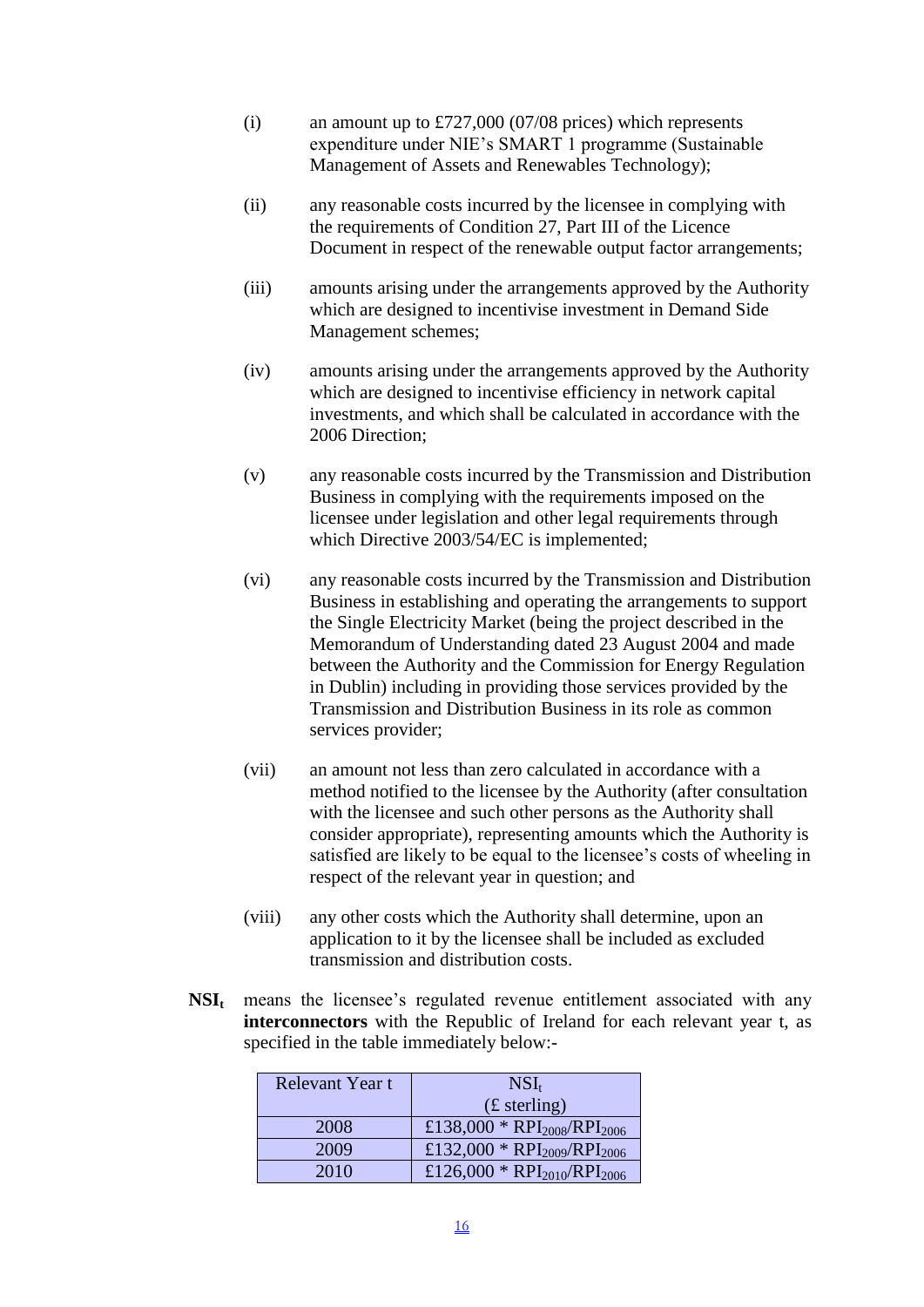(i) an amount up to £727,000 (07/08 prices) which represents expenditure under NIE's SMART 1 programme (Sustainable Management of Assets and Renewables Technology);

(ii) any reasonable costs incurred by the licensee in complying with the requirements of Condition 27, Part III of the Licence Document in respect of the renewable output factor arrangements;

(iii) amounts arising under the arrangements approved by the Authority which are designed to incentivise investment in Demand Side Management schemes;

(iv) amounts arising under the arrangements approved by the Authority which are designed to incentivise efficiency in network capital investments, and which shall be calculated in accordance with the 2006 Direction;

(v) any reasonable costs incurred by the Transmission and Distribution Business in complying with the requirements imposed on the licensee under legislation and other legal requirements through which Directive 2003/54/EC is implemented;

(vi) any reasonable costs incurred by the Transmission and Distribution Business in establishing and operating the arrangements to support the Single Electricity Market (being the project described in the Memorandum of Understanding dated 23 August 2004 and made between the Authority and the Commission for Energy Regulation in Dublin) including in providing those services provided by the Transmission and Distribution Business in its role as common services provider;

(vii) an amount not less than zero calculated in accordance with a method notified to the licensee by the Authority (after consultation with the licensee and such other persons as the Authority shall consider appropriate), representing amounts which the Authority is satisfied are likely to be equal to the licensee's costs of wheeling in respect of the relevant year in question; and

(viii) any other costs which the Authority shall determine, upon an application to it by the licensee shall be included as excluded transmission and distribution costs.

**$NSI_t$** means the licensee's regulated revenue entitlement associated with any **interconnectors** with the Republic of Ireland for each relevant year t, as specified in the table immediately below:-

| Relevant Year t | $NSI_t$ (£ sterling) |
|---|---|
| 2008 | £138,000 * $RPI_{2008}/RPI_{2006}$ |
| 2009 | £132,000 * $RPI_{2009}/RPI_{2006}$ |
| 2010 | £126,000 * $RPI_{2010}/RPI_{2006}$ |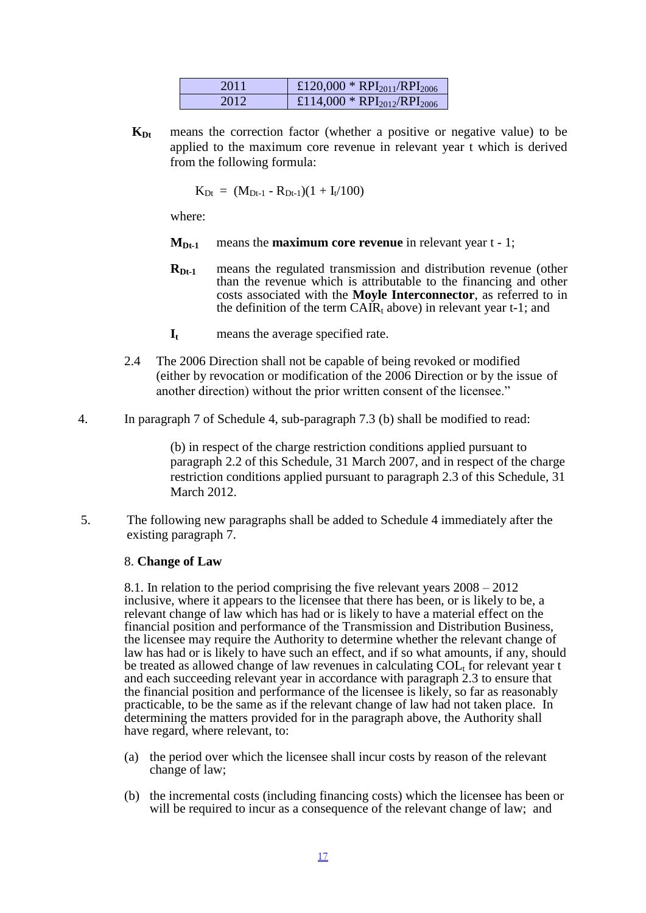| 2011 | £120,000 * $RPI_{2011}/RPI_{2006}$ |
|---|---|
| 2012 | £114,000 * $RPI_{2012}/RPI_{2006}$ |

**$K_{Dt}$** means the correction factor (whether a positive or negative value) to be applied to the maximum core revenue in relevant year t which is derived from the following formula:

$$K_{Dt} = (M_{Dt-1} - R_{Dt-1})(1 + I_t/100)$$

where:

**$M_{Dt-1}$** means the **maximum core revenue** in relevant year t - 1;

**$R_{Dt-1}$** means the regulated transmission and distribution revenue (other than the revenue which is attributable to the financing and other costs associated with the **Moyle Interconnector**, as referred to in the definition of the term $CAIR_t$ above) in relevant year t-1; and

**$I_t$** means the average specified rate.

2.4 The 2006 Direction shall not be capable of being revoked or modified (either by revocation or modification of the 2006 Direction or by the issue of another direction) without the prior written consent of the licensee."

4. In paragraph 7 of Schedule 4, sub-paragraph 7.3 (b) shall be modified to read:

(b) in respect of the charge restriction conditions applied pursuant to paragraph 2.2 of this Schedule, 31 March 2007, and in respect of the charge restriction conditions applied pursuant to paragraph 2.3 of this Schedule, 31 March 2012.

5. The following new paragraphs shall be added to Schedule 4 immediately after the existing paragraph 7.

8. **Change of Law**

8.1. In relation to the period comprising the five relevant years 2008 – 2012 inclusive, where it appears to the licensee that there has been, or is likely to be, a relevant change of law which has had or is likely to have a material effect on the financial position and performance of the Transmission and Distribution Business, the licensee may require the Authority to determine whether the relevant change of law has had or is likely to have such an effect, and if so what amounts, if any, should be treated as allowed change of law revenues in calculating $COL_t$ for relevant year t and each succeeding relevant year in accordance with paragraph 2.3 to ensure that the financial position and performance of the licensee is likely, so far as reasonably practicable, to be the same as if the relevant change of law had not taken place. In determining the matters provided for in the paragraph above, the Authority shall have regard, where relevant, to:

(a) the period over which the licensee shall incur costs by reason of the relevant change of law;

(b) the incremental costs (including financing costs) which the licensee has been or will be required to incur as a consequence of the relevant change of law; and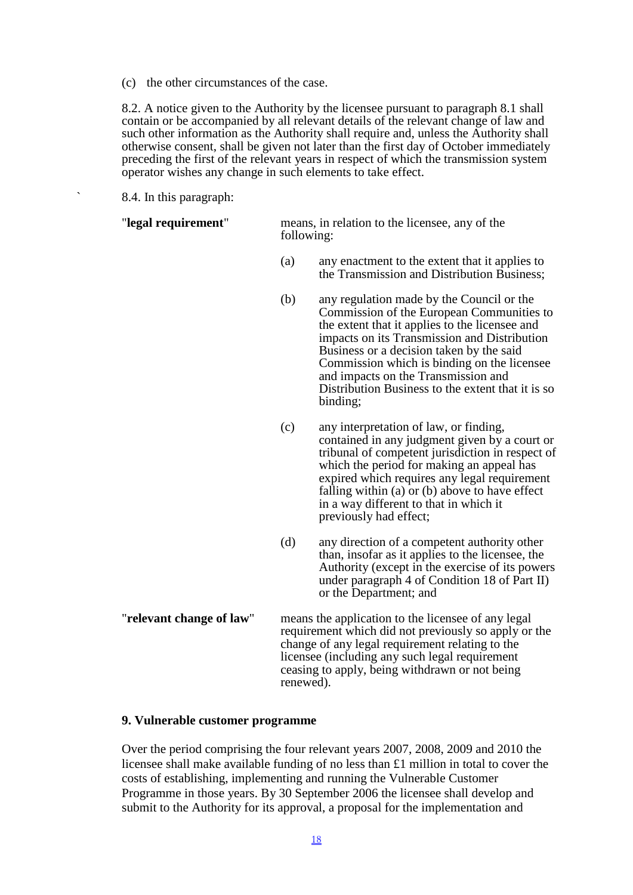(c) the other circumstances of the case.

8.2. A notice given to the Authority by the licensee pursuant to paragraph 8.1 shall contain or be accompanied by all relevant details of the relevant change of law and such other information as the Authority shall require and, unless the Authority shall otherwise consent, shall be given not later than the first day of October immediately preceding the first of the relevant years in respect of which the transmission system operator wishes any change in such elements to take effect.

` 8.4. In this paragraph:

"**legal requirement**" means, in relation to the licensee, any of the following:

(a) any enactment to the extent that it applies to the Transmission and Distribution Business;

(b) any regulation made by the Council or the Commission of the European Communities to the extent that it applies to the licensee and impacts on its Transmission and Distribution Business or a decision taken by the said Commission which is binding on the licensee and impacts on the Transmission and Distribution Business to the extent that it is so binding;

(c) any interpretation of law, or finding, contained in any judgment given by a court or tribunal of competent jurisdiction in respect of which the period for making an appeal has expired which requires any legal requirement falling within (a) or (b) above to have effect in a way different to that in which it previously had effect;

(d) any direction of a competent authority other than, insofar as it applies to the licensee, the Authority (except in the exercise of its powers under paragraph 4 of Condition 18 of Part II) or the Department; and

"**relevant change of law**" means the application to the licensee of any legal requirement which did not previously so apply or the change of any legal requirement relating to the licensee (including any such legal requirement ceasing to apply, being withdrawn or not being renewed).

**9. Vulnerable customer programme**

Over the period comprising the four relevant years 2007, 2008, 2009 and 2010 the licensee shall make available funding of no less than £1 million in total to cover the costs of establishing, implementing and running the Vulnerable Customer Programme in those years. By 30 September 2006 the licensee shall develop and submit to the Authority for its approval, a proposal for the implementation and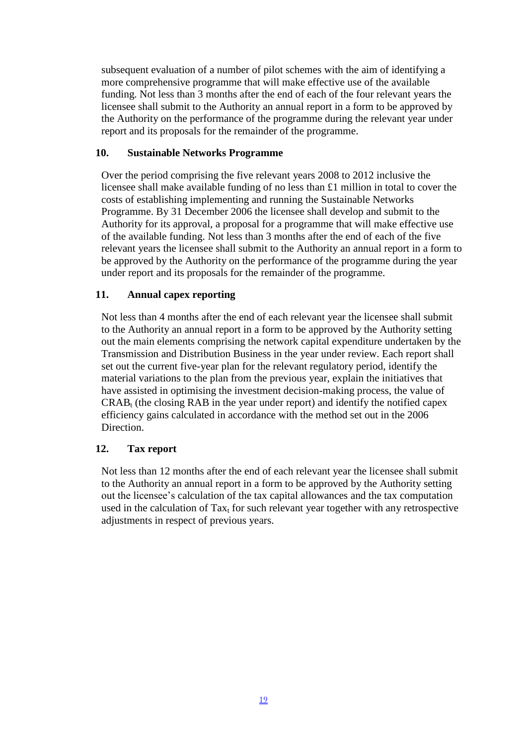subsequent evaluation of a number of pilot schemes with the aim of identifying a more comprehensive programme that will make effective use of the available funding. Not less than 3 months after the end of each of the four relevant years the licensee shall submit to the Authority an annual report in a form to be approved by the Authority on the performance of the programme during the relevant year under report and its proposals for the remainder of the programme.

## 10. Sustainable Networks Programme

Over the period comprising the five relevant years 2008 to 2012 inclusive the licensee shall make available funding of no less than £1 million in total to cover the costs of establishing implementing and running the Sustainable Networks Programme. By 31 December 2006 the licensee shall develop and submit to the Authority for its approval, a proposal for a programme that will make effective use of the available funding. Not less than 3 months after the end of each of the five relevant years the licensee shall submit to the Authority an annual report in a form to be approved by the Authority on the performance of the programme during the year under report and its proposals for the remainder of the programme.

## 11. Annual capex reporting

Not less than 4 months after the end of each relevant year the licensee shall submit to the Authority an annual report in a form to be approved by the Authority setting out the main elements comprising the network capital expenditure undertaken by the Transmission and Distribution Business in the year under review. Each report shall set out the current five-year plan for the relevant regulatory period, identify the material variations to the plan from the previous year, explain the initiatives that have assisted in optimising the investment decision-making process, the value of $CRAB_t$ (the closing RAB in the year under report) and identify the notified capex efficiency gains calculated in accordance with the method set out in the 2006 Direction.

## 12. Tax report

Not less than 12 months after the end of each relevant year the licensee shall submit to the Authority an annual report in a form to be approved by the Authority setting out the licensee's calculation of the tax capital allowances and the tax computation used in the calculation of $Tax_t$ for such relevant year together with any retrospective adjustments in respect of previous years.